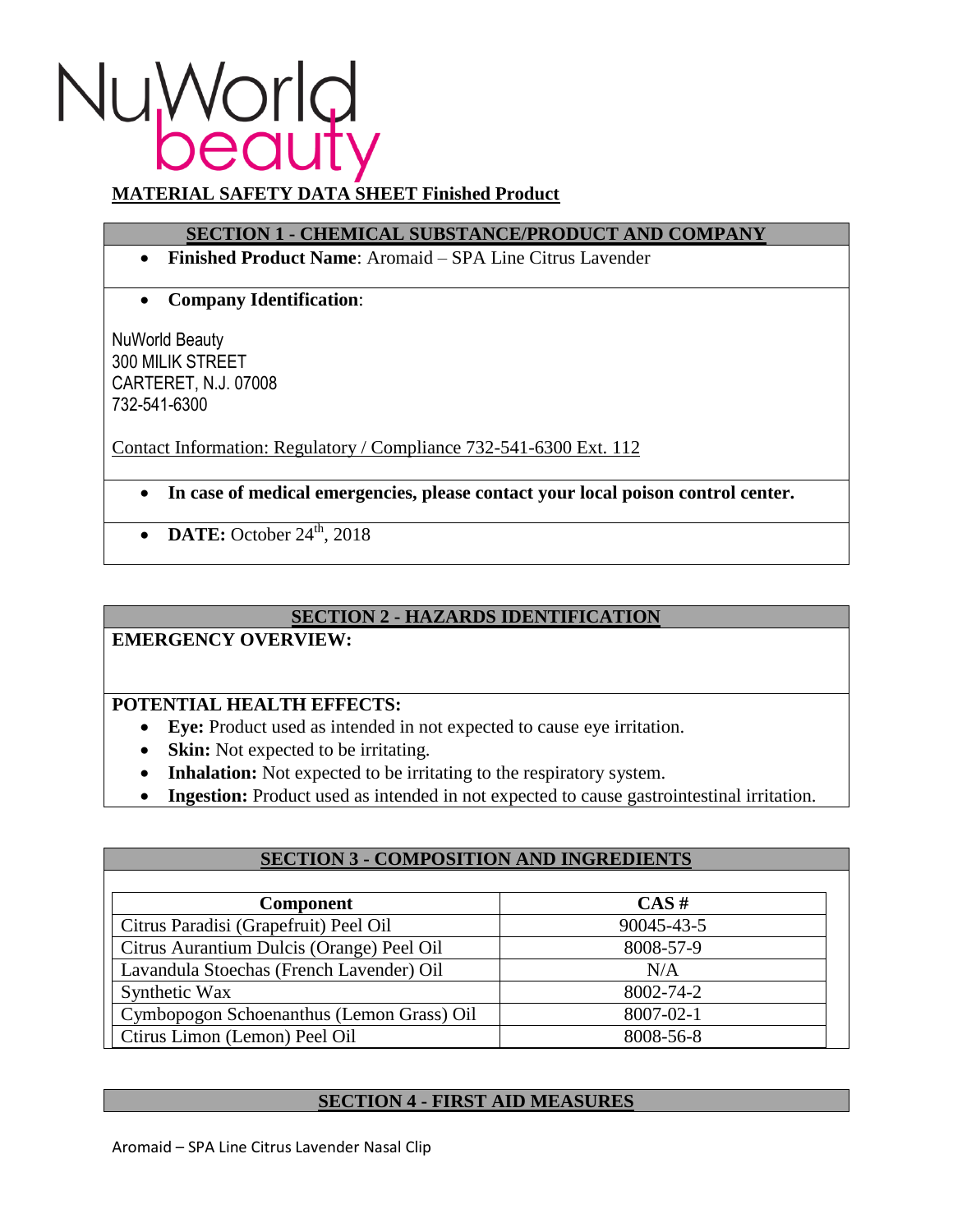NuWorld beauty

**MATERIAL SAFETY DATA SHEET Finished Product**

## SECTION 1 - CHEMICAL SUBSTANCE/PRODUCT AND COMPANY

- **Finished Product Name**: Aromaid – SPA Line Citrus Lavender

- **Company Identification**:

NuWorld Beauty
300 MILIK STREET
CARTERET, N.J. 07008
732-541-6300

Contact Information: Regulatory / Compliance 732-541-6300 Ext. 112

- **In case of medical emergencies, please contact your local poison control center.**

- **DATE:** October 24th, 2018

## SECTION 2 - HAZARDS IDENTIFICATION

**EMERGENCY OVERVIEW:**

**POTENTIAL HEALTH EFFECTS:**

- **Eye:** Product used as intended in not expected to cause eye irritation.
- **Skin:** Not expected to be irritating.
- **Inhalation:** Not expected to be irritating to the respiratory system.
- **Ingestion:** Product used as intended in not expected to cause gastrointestinal irritation.

## SECTION 3 - COMPOSITION AND INGREDIENTS

| Component | CAS # |
|---|---|
| Citrus Paradisi (Grapefruit) Peel Oil | 90045-43-5 |
| Citrus Aurantium Dulcis (Orange) Peel Oil | 8008-57-9 |
| Lavandula Stoechas (French Lavender) Oil | N/A |
| Synthetic Wax | 8002-74-2 |
| Cymbopogon Schoenanthus (Lemon Grass) Oil | 8007-02-1 |
| Ctirus Limon (Lemon) Peel Oil | 8008-56-8 |

## SECTION 4 - FIRST AID MEASURES

Aromaid – SPA Line Citrus Lavender Nasal Clip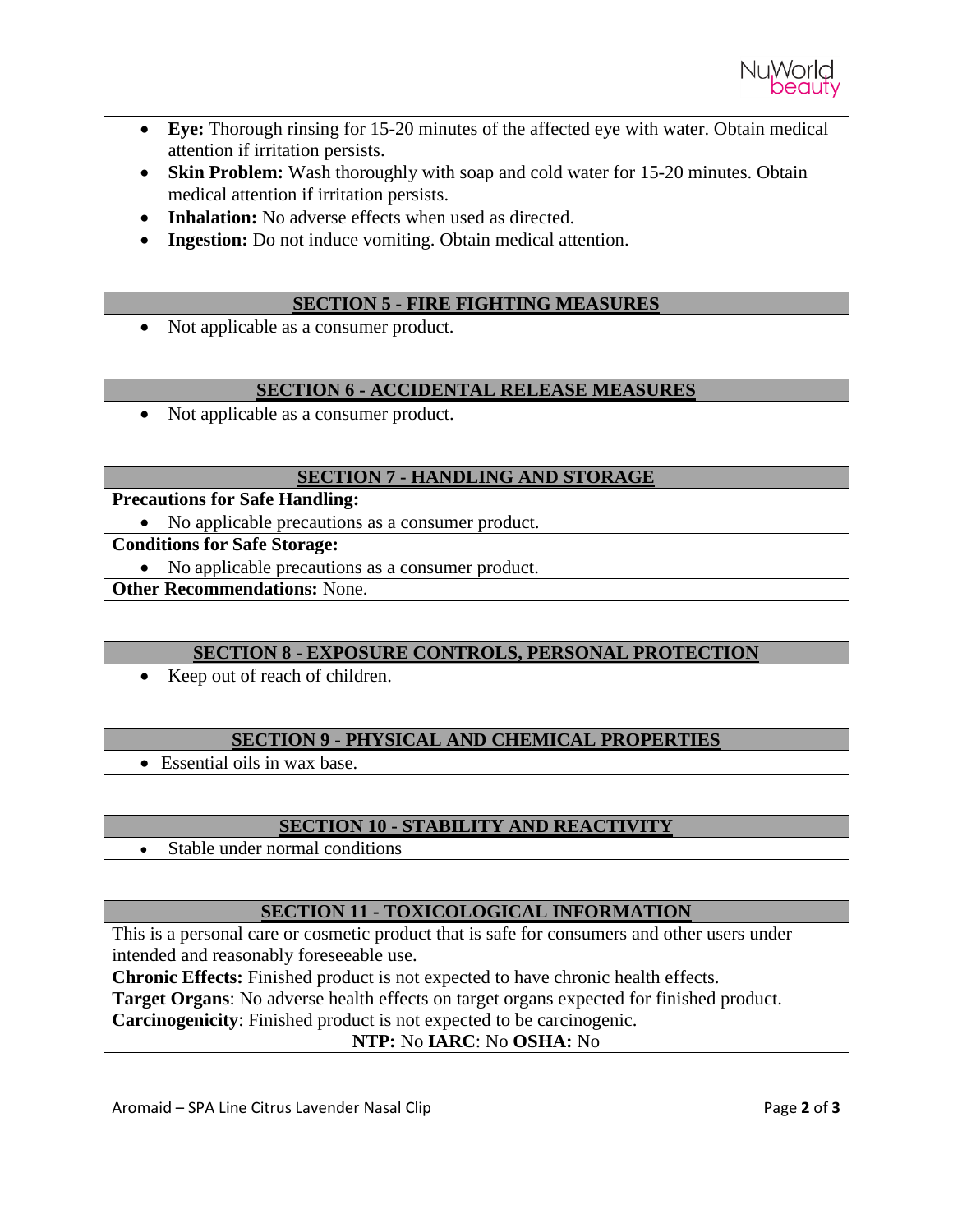- **Eye:** Thorough rinsing for 15-20 minutes of the affected eye with water. Obtain medical attention if irritation persists.
- **Skin Problem:** Wash thoroughly with soap and cold water for 15-20 minutes. Obtain medical attention if irritation persists.
- **Inhalation:** No adverse effects when used as directed.
- **Ingestion:** Do not induce vomiting. Obtain medical attention.

## SECTION 5 - FIRE FIGHTING MEASURES

- Not applicable as a consumer product.

## SECTION 6 - ACCIDENTAL RELEASE MEASURES

- Not applicable as a consumer product.

## SECTION 7 - HANDLING AND STORAGE

**Precautions for Safe Handling:**

- No applicable precautions as a consumer product.

**Conditions for Safe Storage:**

- No applicable precautions as a consumer product.

**Other Recommendations:** None.

## SECTION 8 - EXPOSURE CONTROLS, PERSONAL PROTECTION

- Keep out of reach of children.

## SECTION 9 - PHYSICAL AND CHEMICAL PROPERTIES

- Essential oils in wax base.

## SECTION 10 - STABILITY AND REACTIVITY

- Stable under normal conditions

## SECTION 11 - TOXICOLOGICAL INFORMATION

This is a personal care or cosmetic product that is safe for consumers and other users under intended and reasonably foreseeable use.

**Chronic Effects:** Finished product is not expected to have chronic health effects.

**Target Organs**: No adverse health effects on target organs expected for finished product.

**Carcinogenicity**: Finished product is not expected to be carcinogenic.

**NTP:** No **IARC**: No **OSHA:** No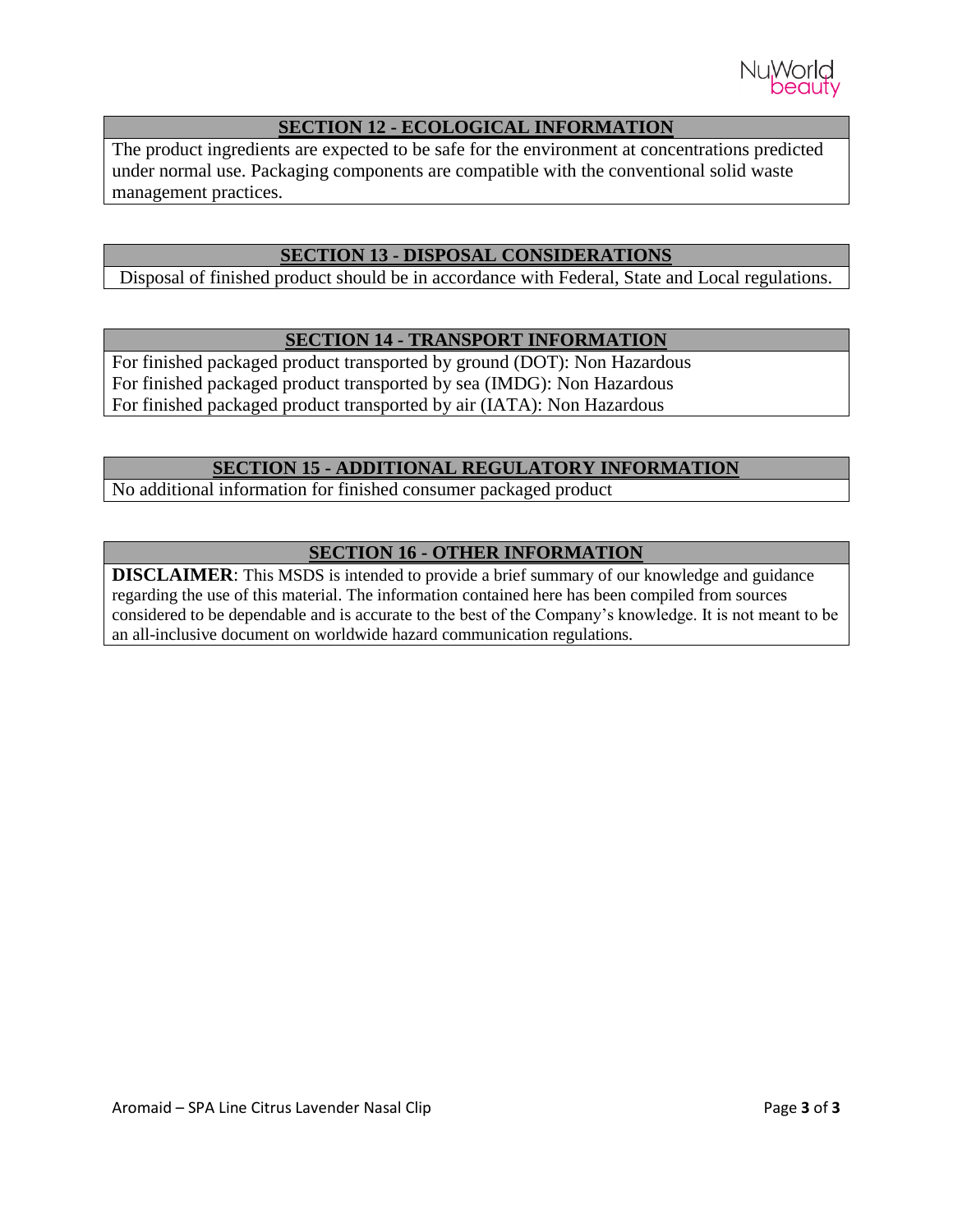## SECTION 12 - ECOLOGICAL INFORMATION

The product ingredients are expected to be safe for the environment at concentrations predicted under normal use. Packaging components are compatible with the conventional solid waste management practices.

## SECTION 13 - DISPOSAL CONSIDERATIONS

Disposal of finished product should be in accordance with Federal, State and Local regulations.

## SECTION 14 - TRANSPORT INFORMATION

For finished packaged product transported by ground (DOT): Non Hazardous
For finished packaged product transported by sea (IMDG): Non Hazardous
For finished packaged product transported by air (IATA): Non Hazardous

## SECTION 15 - ADDITIONAL REGULATORY INFORMATION

No additional information for finished consumer packaged product

## SECTION 16 - OTHER INFORMATION

**DISCLAIMER**: This MSDS is intended to provide a brief summary of our knowledge and guidance regarding the use of this material. The information contained here has been compiled from sources considered to be dependable and is accurate to the best of the Company's knowledge. It is not meant to be an all-inclusive document on worldwide hazard communication regulations.